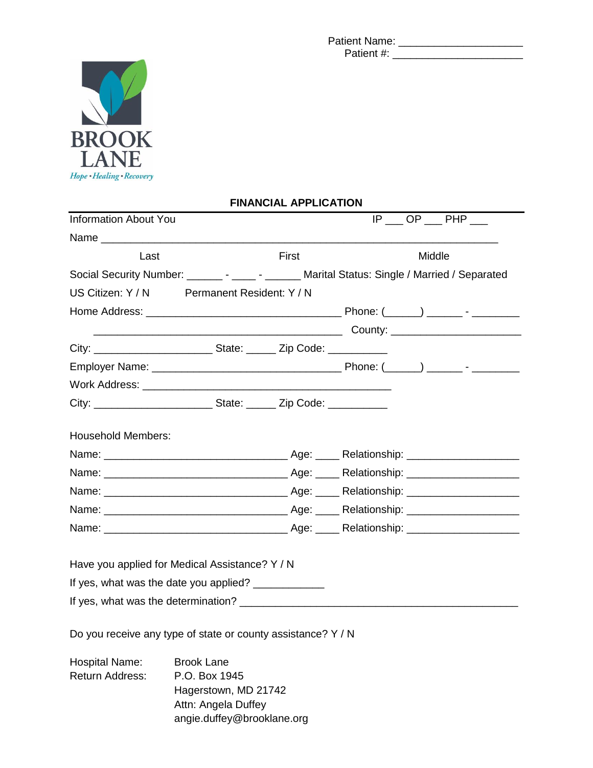Patient Name: ____________________
Patient #: ______________________

BROOK LANE
*Hope • Healing • Recovery*

## FINANCIAL APPLICATION

Information About You IP ___ OP ___ PHP ___

Name ______________________________________________________________

Last First Middle

Social Security Number: ______ - ____ - ______ Marital Status: Single / Married / Separated

US Citizen: Y / N Permanent Resident: Y / N

Home Address: _________________________________ Phone: (______) ______ - ________

_________________________________________ County: ______________________

City: ____________________ State: _____ Zip Code: __________

Employer Name: _________________________________ Phone: (______) ______ - ________

Work Address: __________________________________________

City: ____________________ State: _____ Zip Code: __________

Household Members:

Name: _______________________________ Age: ____ Relationship: ___________________

Name: _______________________________ Age: ____ Relationship: ___________________

Name: _______________________________ Age: ____ Relationship: ___________________

Name: _______________________________ Age: ____ Relationship: ___________________

Name: _______________________________ Age: ____ Relationship: ___________________

Have you applied for Medical Assistance? Y / N

If yes, what was the date you applied? ____________

If yes, what was the determination? _______________________________________________

Do you receive any type of state or county assistance? Y / N

Hospital Name: Brook Lane

Return Address: P.O. Box 1945
Hagerstown, MD 21742
Attn: Angela Duffey
angie.duffey@brooklane.org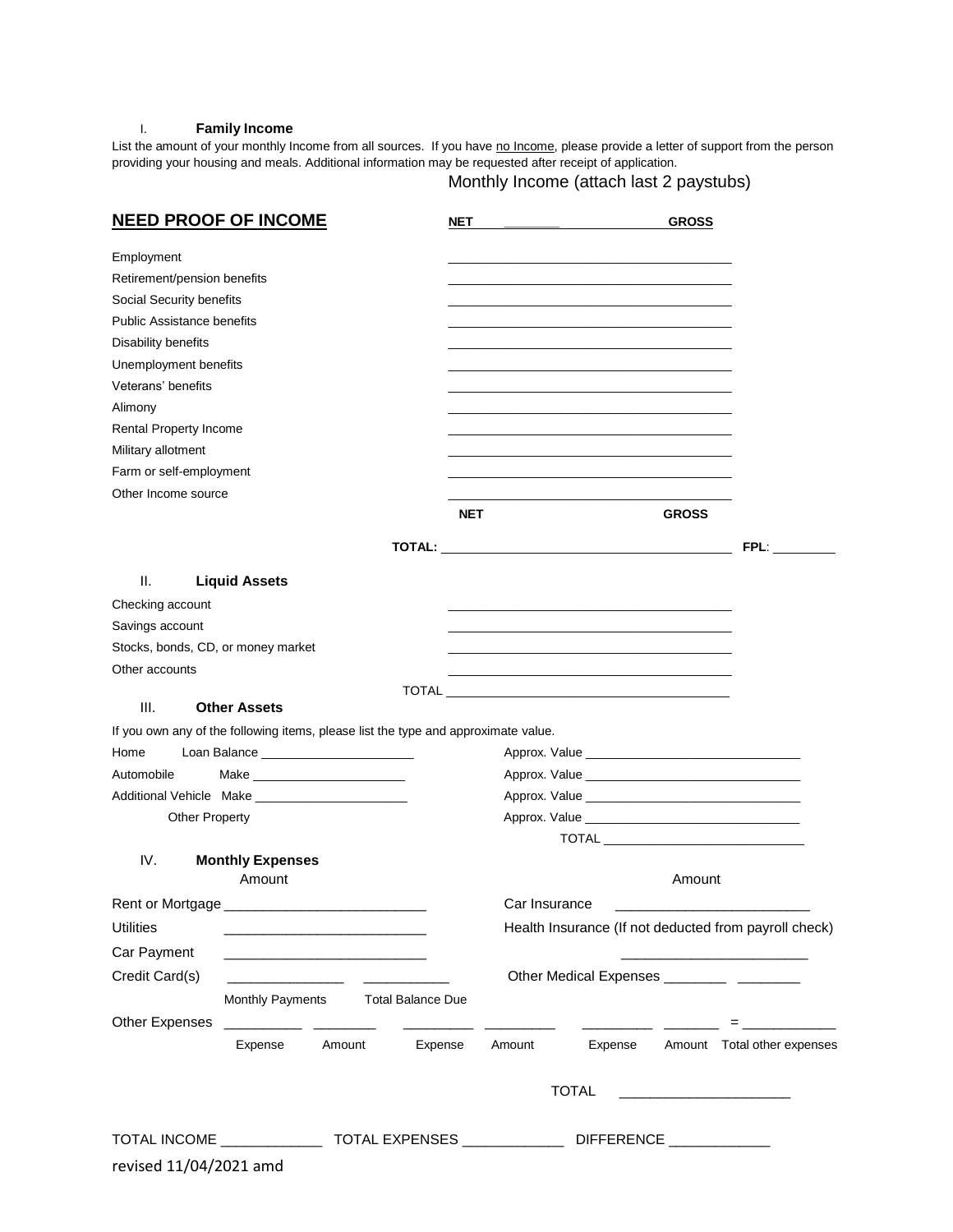I. **Family Income**

List the amount of your monthly Income from all sources. If you have no Income, please provide a letter of support from the person providing your housing and meals. Additional information may be requested after receipt of application.

Monthly Income (attach last 2 paystubs)

## NEED PROOF OF INCOME

| | NET | GROSS |
|---|---|---|
| Employment | | |
| Retirement/pension benefits | | |
| Social Security benefits | | |
| Public Assistance benefits | | |
| Disability benefits | | |
| Unemployment benefits | | |
| Veterans' benefits | | |
| Alimony | | |
| Rental Property Income | | |
| Military allotment | | |
| Farm or self-employment | | |
| Other Income source | | |
| | **NET** | **GROSS** |
| **TOTAL:** | | |

**FPL**: ________

II. **Liquid Assets**

| | |
|---|---|
| Checking account | |
| Savings account | |
| Stocks, bonds, CD, or money market | |
| Other accounts | |
| TOTAL | |

III. **Other Assets**

If you own any of the following items, please list the type and approximate value.

| | | |
|---|---|---|
| Home | Loan Balance ______________________ | Approx. Value ______________________ |
| Automobile | Make ______________________ | Approx. Value ______________________ |
| Additional Vehicle | Make ______________________ | Approx. Value ______________________ |
| Other Property | | Approx. Value ______________________ |
| | | TOTAL ______________________ |

IV. **Monthly Expenses**

| | Amount | | | Amount |
|---|---|---|---|---|
| Rent or Mortgage | | | Car Insurance | |
| Utilities | | | Health Insurance (If not deducted from payroll check) | |
| Car Payment | | | | |
| Credit Card(s) | Monthly Payments | Total Balance Due | Other Medical Expenses | ________ ________ |

Other Expenses

| Expense | Amount | Expense | Amount | Expense | Amount | Total other expenses |
|---|---|---|---|---|---|---|
| | | | | | | = |

TOTAL ______________________

TOTAL INCOME _____________ TOTAL EXPENSES _____________ DIFFERENCE _____________

revised 11/04/2021 amd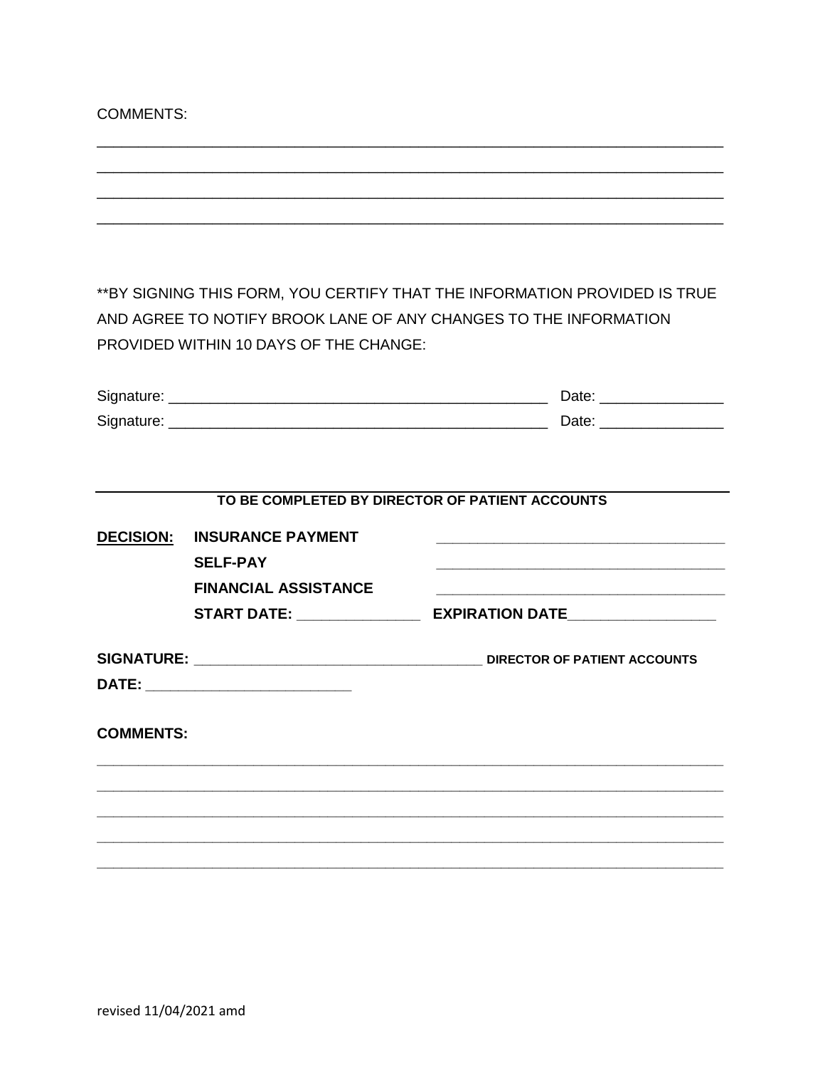COMMENTS:

\_\_\_\_\_\_\_\_\_\_\_\_\_\_\_\_\_\_\_\_\_\_\_\_\_\_\_\_\_\_\_\_\_\_\_\_\_\_\_\_\_\_\_\_\_\_\_\_\_\_\_\_\_\_\_\_\_\_\_\_\_\_\_\_\_\_\_\_\_\_\_\_

\_\_\_\_\_\_\_\_\_\_\_\_\_\_\_\_\_\_\_\_\_\_\_\_\_\_\_\_\_\_\_\_\_\_\_\_\_\_\_\_\_\_\_\_\_\_\_\_\_\_\_\_\_\_\_\_\_\_\_\_\_\_\_\_\_\_\_\_\_\_\_\_

\_\_\_\_\_\_\_\_\_\_\_\_\_\_\_\_\_\_\_\_\_\_\_\_\_\_\_\_\_\_\_\_\_\_\_\_\_\_\_\_\_\_\_\_\_\_\_\_\_\_\_\_\_\_\_\_\_\_\_\_\_\_\_\_\_\_\_\_\_\_\_\_

\_\_\_\_\_\_\_\_\_\_\_\_\_\_\_\_\_\_\_\_\_\_\_\_\_\_\_\_\_\_\_\_\_\_\_\_\_\_\_\_\_\_\_\_\_\_\_\_\_\_\_\_\_\_\_\_\_\_\_\_\_\_\_\_\_\_\_\_\_\_\_\_

**BY SIGNING THIS FORM, YOU CERTIFY THAT THE INFORMATION PROVIDED IS TRUE AND AGREE TO NOTIFY BROOK LANE OF ANY CHANGES TO THE INFORMATION PROVIDED WITHIN 10 DAYS OF THE CHANGE:

Signature: \_\_\_\_\_\_\_\_\_\_\_\_\_\_\_\_\_\_\_\_\_\_\_\_\_\_\_\_\_\_\_\_\_\_\_\_\_\_\_\_\_\_\_\_ Date: \_\_\_\_\_\_\_\_\_\_\_\_\_\_\_

Signature: \_\_\_\_\_\_\_\_\_\_\_\_\_\_\_\_\_\_\_\_\_\_\_\_\_\_\_\_\_\_\_\_\_\_\_\_\_\_\_\_\_\_\_\_ Date: \_\_\_\_\_\_\_\_\_\_\_\_\_\_\_

---

**TO BE COMPLETED BY DIRECTOR OF PATIENT ACCOUNTS**

**<u>DECISION:</u>** **INSURANCE PAYMENT** \_\_\_\_\_\_\_\_\_\_\_\_\_\_\_\_\_\_\_\_\_\_\_\_\_\_\_\_\_\_\_\_\_\_\_

**SELF-PAY** \_\_\_\_\_\_\_\_\_\_\_\_\_\_\_\_\_\_\_\_\_\_\_\_\_\_\_\_\_\_\_\_\_\_\_

**FINANCIAL ASSISTANCE** \_\_\_\_\_\_\_\_\_\_\_\_\_\_\_\_\_\_\_\_\_\_\_\_\_\_\_\_\_\_\_\_\_\_\_

**START DATE:** \_\_\_\_\_\_\_\_\_\_\_\_\_\_\_ **EXPIRATION DATE**\_\_\_\_\_\_\_\_\_\_\_\_\_\_\_\_\_\_

**SIGNATURE:** \_\_\_\_\_\_\_\_\_\_\_\_\_\_\_\_\_\_\_\_\_\_\_\_\_\_\_\_\_\_\_\_\_\_\_\_ **DIRECTOR OF PATIENT ACCOUNTS**

**DATE:** \_\_\_\_\_\_\_\_\_\_\_\_\_\_\_\_\_\_\_\_\_\_\_\_\_\_

**COMMENTS:**

\_\_\_\_\_\_\_\_\_\_\_\_\_\_\_\_\_\_\_\_\_\_\_\_\_\_\_\_\_\_\_\_\_\_\_\_\_\_\_\_\_\_\_\_\_\_\_\_\_\_\_\_\_\_\_\_\_\_\_\_\_\_\_\_\_\_\_\_\_\_\_\_

\_\_\_\_\_\_\_\_\_\_\_\_\_\_\_\_\_\_\_\_\_\_\_\_\_\_\_\_\_\_\_\_\_\_\_\_\_\_\_\_\_\_\_\_\_\_\_\_\_\_\_\_\_\_\_\_\_\_\_\_\_\_\_\_\_\_\_\_\_\_\_\_

\_\_\_\_\_\_\_\_\_\_\_\_\_\_\_\_\_\_\_\_\_\_\_\_\_\_\_\_\_\_\_\_\_\_\_\_\_\_\_\_\_\_\_\_\_\_\_\_\_\_\_\_\_\_\_\_\_\_\_\_\_\_\_\_\_\_\_\_\_\_\_\_

\_\_\_\_\_\_\_\_\_\_\_\_\_\_\_\_\_\_\_\_\_\_\_\_\_\_\_\_\_\_\_\_\_\_\_\_\_\_\_\_\_\_\_\_\_\_\_\_\_\_\_\_\_\_\_\_\_\_\_\_\_\_\_\_\_\_\_\_\_\_\_\_

\_\_\_\_\_\_\_\_\_\_\_\_\_\_\_\_\_\_\_\_\_\_\_\_\_\_\_\_\_\_\_\_\_\_\_\_\_\_\_\_\_\_\_\_\_\_\_\_\_\_\_\_\_\_\_\_\_\_\_\_\_\_\_\_\_\_\_\_\_\_\_\_

revised 11/04/2021 amd